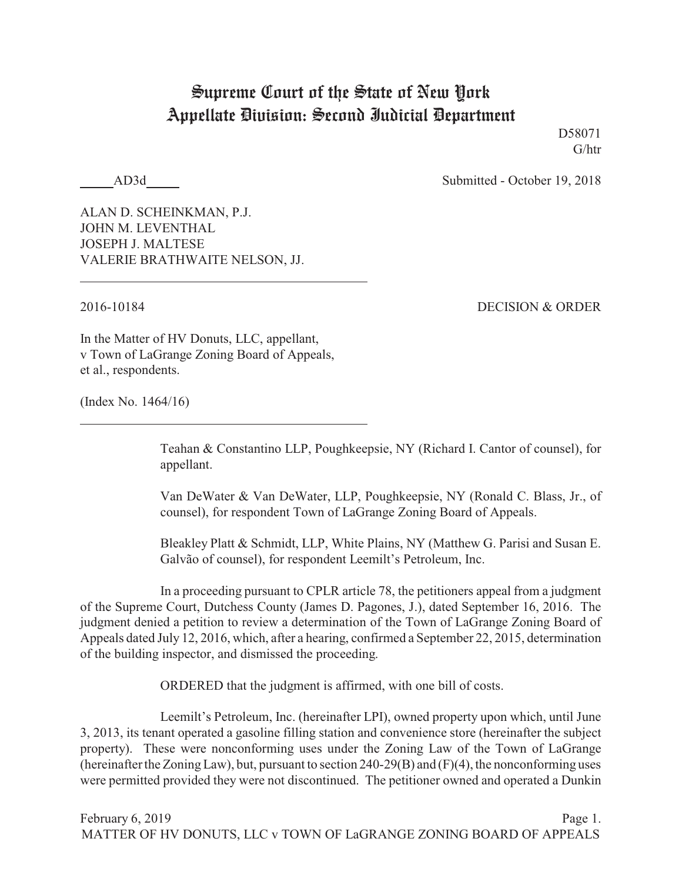# Supreme Court of the State of New York
## Appellate Division: Second Judicial Department

D58071
G/htr

_____AD3d_____ Submitted - October 19, 2018

ALAN D. SCHEINKMAN, P.J.
JOHN M. LEVENTHAL
JOSEPH J. MALTESE
VALERIE BRATHWAITE NELSON, JJ.

---

2016-10184 DECISION & ORDER

In the Matter of HV Donuts, LLC, appellant,
v Town of LaGrange Zoning Board of Appeals,
et al., respondents.

(Index No. 1464/16)

---

Teahan & Constantino LLP, Poughkeepsie, NY (Richard I. Cantor of counsel), for appellant.

Van DeWater & Van DeWater, LLP, Poughkeepsie, NY (Ronald C. Blass, Jr., of counsel), for respondent Town of LaGrange Zoning Board of Appeals.

Bleakley Platt & Schmidt, LLP, White Plains, NY (Matthew G. Parisi and Susan E. Galvão of counsel), for respondent Leemilt's Petroleum, Inc.

In a proceeding pursuant to CPLR article 78, the petitioners appeal from a judgment of the Supreme Court, Dutchess County (James D. Pagones, J.), dated September 16, 2016. The judgment denied a petition to review a determination of the Town of LaGrange Zoning Board of Appeals dated July 12, 2016, which, after a hearing, confirmed a September 22, 2015, determination of the building inspector, and dismissed the proceeding.

ORDERED that the judgment is affirmed, with one bill of costs.

Leemilt's Petroleum, Inc. (hereinafter LPI), owned property upon which, until June 3, 2013, its tenant operated a gasoline filling station and convenience store (hereinafter the subject property). These were nonconforming uses under the Zoning Law of the Town of LaGrange (hereinafter the Zoning Law), but, pursuant to section 240-29(B) and (F)(4), the nonconforming uses were permitted provided they were not discontinued. The petitioner owned and operated a Dunkin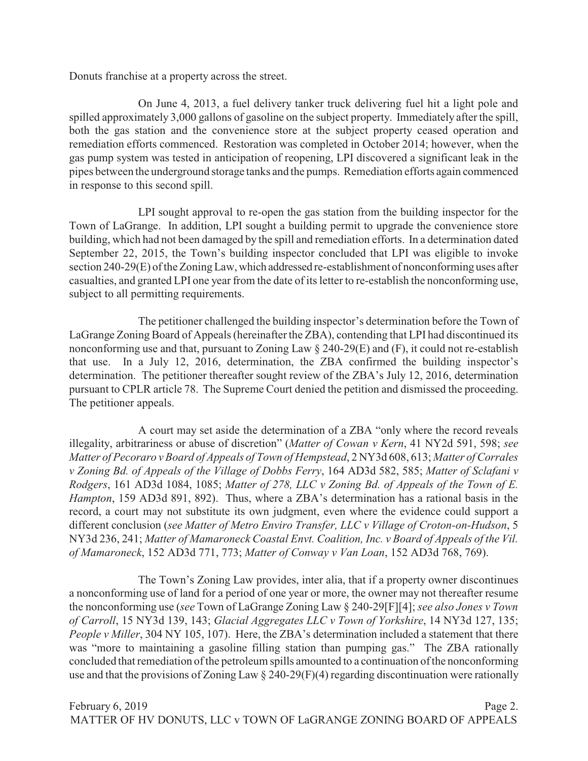Donuts franchise at a property across the street.

On June 4, 2013, a fuel delivery tanker truck delivering fuel hit a light pole and spilled approximately 3,000 gallons of gasoline on the subject property. Immediately after the spill, both the gas station and the convenience store at the subject property ceased operation and remediation efforts commenced. Restoration was completed in October 2014; however, when the gas pump system was tested in anticipation of reopening, LPI discovered a significant leak in the pipes between the underground storage tanks and the pumps. Remediation efforts again commenced in response to this second spill.

LPI sought approval to re-open the gas station from the building inspector for the Town of LaGrange. In addition, LPI sought a building permit to upgrade the convenience store building, which had not been damaged by the spill and remediation efforts. In a determination dated September 22, 2015, the Town's building inspector concluded that LPI was eligible to invoke section 240-29(E) of the Zoning Law, which addressed re-establishment of nonconforming uses after casualties, and granted LPI one year from the date of its letter to re-establish the nonconforming use, subject to all permitting requirements.

The petitioner challenged the building inspector's determination before the Town of LaGrange Zoning Board of Appeals (hereinafter the ZBA), contending that LPI had discontinued its nonconforming use and that, pursuant to Zoning Law § 240-29(E) and (F), it could not re-establish that use. In a July 12, 2016, determination, the ZBA confirmed the building inspector's determination. The petitioner thereafter sought review of the ZBA's July 12, 2016, determination pursuant to CPLR article 78. The Supreme Court denied the petition and dismissed the proceeding. The petitioner appeals.

A court may set aside the determination of a ZBA "only where the record reveals illegality, arbitrariness or abuse of discretion" (*Matter of Cowan v Kern*, 41 NY2d 591, 598; *see Matter of Pecoraro v Board of Appeals of Town of Hempstead*, 2 NY3d 608, 613; *Matter of Corrales v Zoning Bd. of Appeals of the Village of Dobbs Ferry*, 164 AD3d 582, 585; *Matter of Sclafani v Rodgers*, 161 AD3d 1084, 1085; *Matter of 278, LLC v Zoning Bd. of Appeals of the Town of E. Hampton*, 159 AD3d 891, 892). Thus, where a ZBA's determination has a rational basis in the record, a court may not substitute its own judgment, even where the evidence could support a different conclusion (*see Matter of Metro Enviro Transfer, LLC v Village of Croton-on-Hudson*, 5 NY3d 236, 241; *Matter of Mamaroneck Coastal Envt. Coalition, Inc. v Board of Appeals of the Vil. of Mamaroneck*, 152 AD3d 771, 773; *Matter of Conway v Van Loan*, 152 AD3d 768, 769).

The Town's Zoning Law provides, inter alia, that if a property owner discontinues a nonconforming use of land for a period of one year or more, the owner may not thereafter resume the nonconforming use (*see* Town of LaGrange Zoning Law § 240-29[F][4]; *see also Jones v Town of Carroll*, 15 NY3d 139, 143; *Glacial Aggregates LLC v Town of Yorkshire*, 14 NY3d 127, 135; *People v Miller*, 304 NY 105, 107). Here, the ZBA's determination included a statement that there was "more to maintaining a gasoline filling station than pumping gas." The ZBA rationally concluded that remediation of the petroleum spills amounted to a continuation of the nonconforming use and that the provisions of Zoning Law § 240-29(F)(4) regarding discontinuation were rationally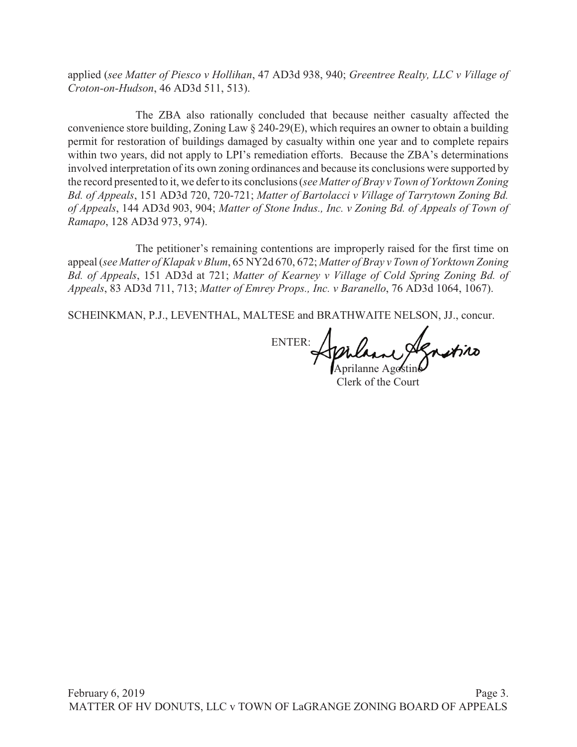applied (*see Matter of Piesco v Hollihan*, 47 AD3d 938, 940; *Greentree Realty, LLC v Village of Croton-on-Hudson*, 46 AD3d 511, 513).

The ZBA also rationally concluded that because neither casualty affected the convenience store building, Zoning Law § 240-29(E), which requires an owner to obtain a building permit for restoration of buildings damaged by casualty within one year and to complete repairs within two years, did not apply to LPI's remediation efforts. Because the ZBA's determinations involved interpretation of its own zoning ordinances and because its conclusions were supported by the record presented to it, we defer to its conclusions (*see Matter of Bray v Town of Yorktown Zoning Bd. of Appeals*, 151 AD3d 720, 720-721; *Matter of Bartolacci v Village of Tarrytown Zoning Bd. of Appeals*, 144 AD3d 903, 904; *Matter of Stone Indus., Inc. v Zoning Bd. of Appeals of Town of Ramapo*, 128 AD3d 973, 974).

The petitioner's remaining contentions are improperly raised for the first time on appeal (*see Matter of Klapak v Blum*, 65 NY2d 670, 672; *Matter of Bray v Town of Yorktown Zoning Bd. of Appeals*, 151 AD3d at 721; *Matter of Kearney v Village of Cold Spring Zoning Bd. of Appeals*, 83 AD3d 711, 713; *Matter of Emrey Props., Inc. v Baranello*, 76 AD3d 1064, 1067).

SCHEINKMAN, P.J., LEVENTHAL, MALTESE and BRATHWAITE NELSON, JJ., concur.

ENTER:

Aprilanne Agostino
Clerk of the Court